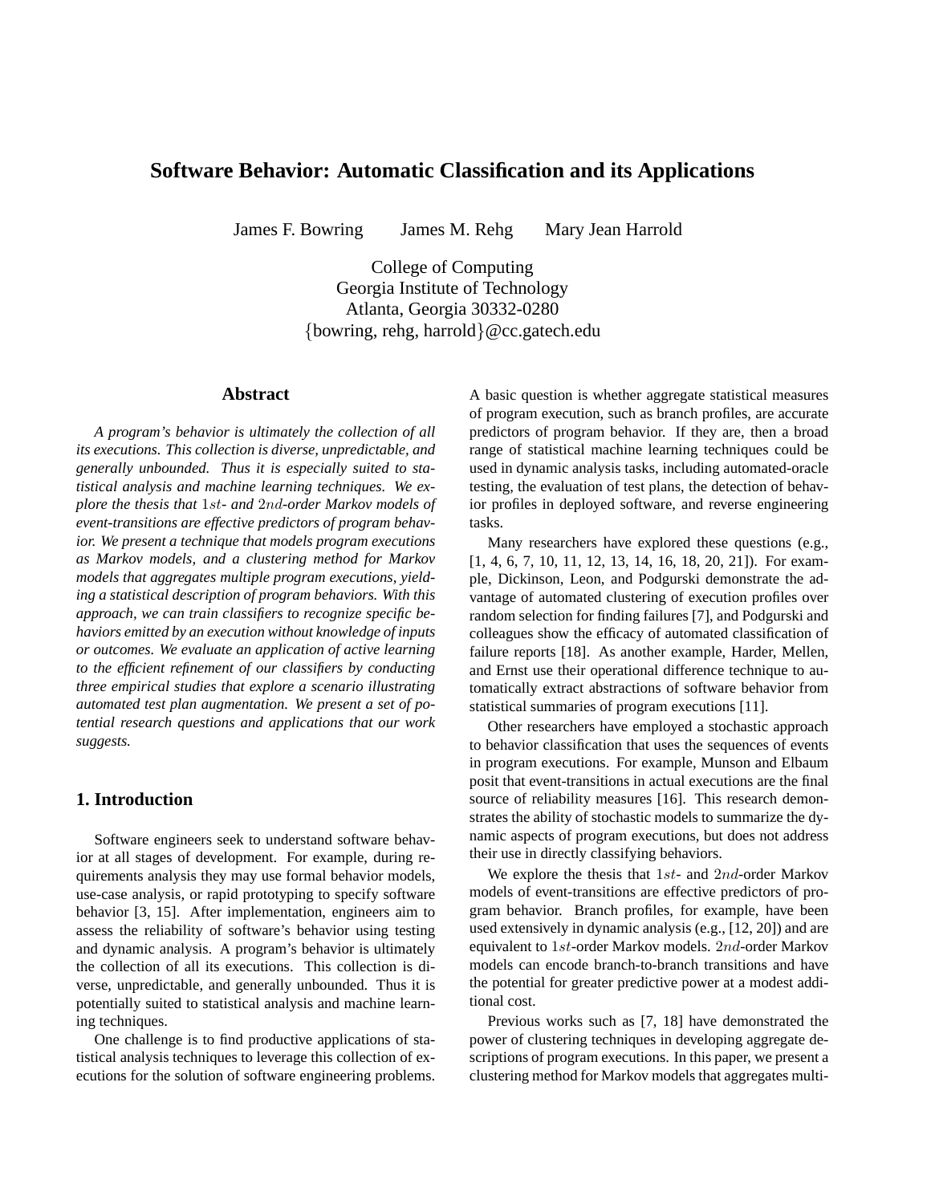# Software Behavior: Automatic Classification and its Applications

James F. Bowring James M. Rehg Mary Jean Harrold

College of Computing
Georgia Institute of Technology
Atlanta, Georgia 30332-0280
{bowring, rehg, harrold}@cc.gatech.edu

## Abstract

*A program's behavior is ultimately the collection of all its executions. This collection is diverse, unpredictable, and generally unbounded. Thus it is especially suited to statistical analysis and machine learning techniques. We explore the thesis that $1st$- and $2nd$-order Markov models of event-transitions are effective predictors of program behavior. We present a technique that models program executions as Markov models, and a clustering method for Markov models that aggregates multiple program executions, yielding a statistical description of program behaviors. With this approach, we can train classifiers to recognize specific behaviors emitted by an execution without knowledge of inputs or outcomes. We evaluate an application of active learning to the efficient refinement of our classifiers by conducting three empirical studies that explore a scenario illustrating automated test plan augmentation. We present a set of potential research questions and applications that our work suggests.*

## 1. Introduction

Software engineers seek to understand software behavior at all stages of development. For example, during requirements analysis they may use formal behavior models, use-case analysis, or rapid prototyping to specify software behavior [3, 15]. After implementation, engineers aim to assess the reliability of software's behavior using testing and dynamic analysis. A program's behavior is ultimately the collection of all its executions. This collection is diverse, unpredictable, and generally unbounded. Thus it is potentially suited to statistical analysis and machine learning techniques.

One challenge is to find productive applications of statistical analysis techniques to leverage this collection of executions for the solution of software engineering problems. A basic question is whether aggregate statistical measures of program execution, such as branch profiles, are accurate predictors of program behavior. If they are, then a broad range of statistical machine learning techniques could be used in dynamic analysis tasks, including automated-oracle testing, the evaluation of test plans, the detection of behavior profiles in deployed software, and reverse engineering tasks.

Many researchers have explored these questions (e.g., [1, 4, 6, 7, 10, 11, 12, 13, 14, 16, 18, 20, 21]). For example, Dickinson, Leon, and Podgurski demonstrate the advantage of automated clustering of execution profiles over random selection for finding failures [7], and Podgurski and colleagues show the efficacy of automated classification of failure reports [18]. As another example, Harder, Mellen, and Ernst use their operational difference technique to automatically extract abstractions of software behavior from statistical summaries of program executions [11].

Other researchers have employed a stochastic approach to behavior classification that uses the sequences of events in program executions. For example, Munson and Elbaum posit that event-transitions in actual executions are the final source of reliability measures [16]. This research demonstrates the ability of stochastic models to summarize the dynamic aspects of program executions, but does not address their use in directly classifying behaviors.

We explore the thesis that $1st$- and $2nd$-order Markov models of event-transitions are effective predictors of program behavior. Branch profiles, for example, have been used extensively in dynamic analysis (e.g., [12, 20]) and are equivalent to $1st$-order Markov models. $2nd$-order Markov models can encode branch-to-branch transitions and have the potential for greater predictive power at a modest additional cost.

Previous works such as [7, 18] have demonstrated the power of clustering techniques in developing aggregate descriptions of program executions. In this paper, we present a clustering method for Markov models that aggregates multi-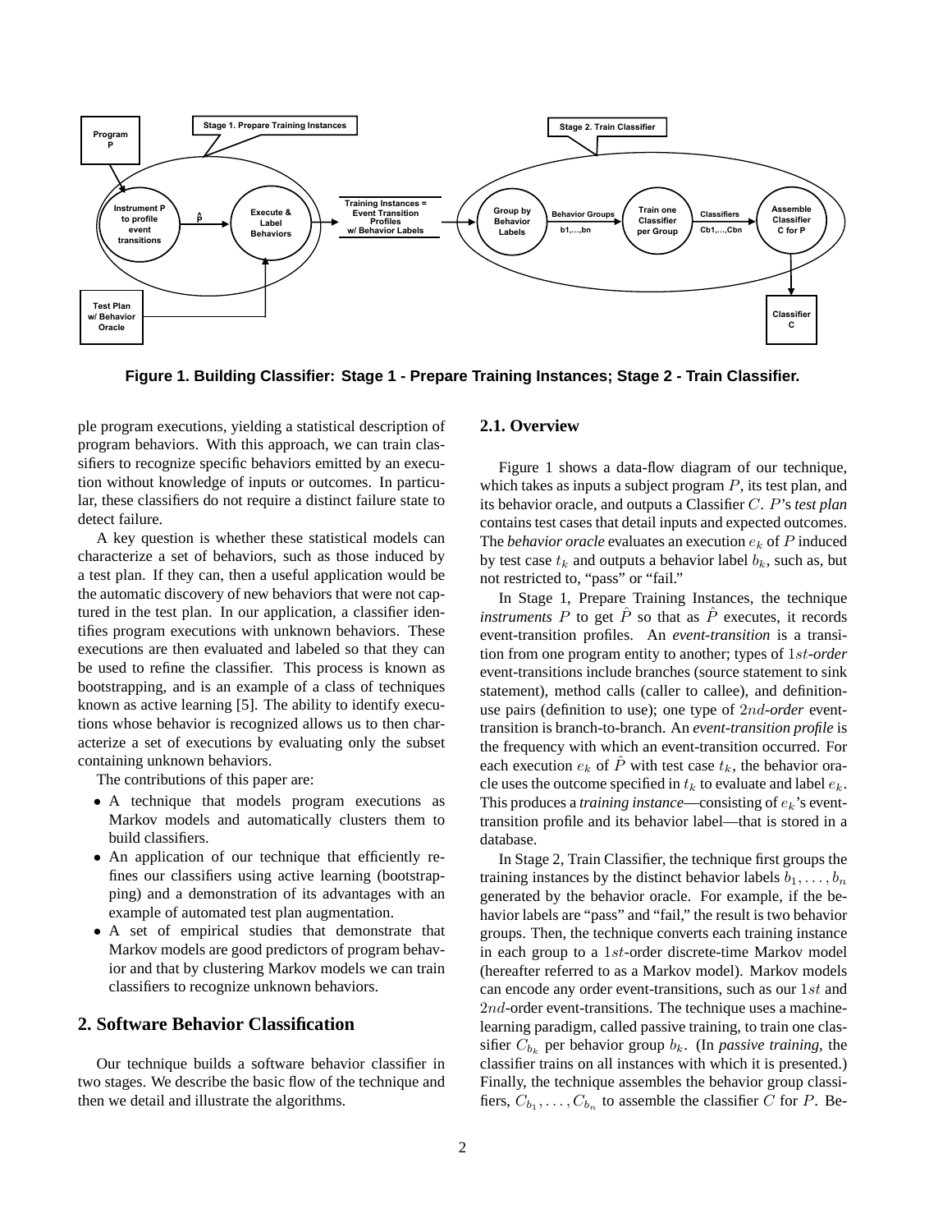**Figure 1. Building Classifier: Stage 1 - Prepare Training Instances; Stage 2 - Train Classifier.**

ple program executions, yielding a statistical description of program behaviors. With this approach, we can train classifiers to recognize specific behaviors emitted by an execution without knowledge of inputs or outcomes. In particular, these classifiers do not require a distinct failure state to detect failure.

A key question is whether these statistical models can characterize a set of behaviors, such as those induced by a test plan. If they can, then a useful application would be the automatic discovery of new behaviors that were not captured in the test plan. In our application, a classifier identifies program executions with unknown behaviors. These executions are then evaluated and labeled so that they can be used to refine the classifier. This process is known as bootstrapping, and is an example of a class of techniques known as active learning [5]. The ability to identify executions whose behavior is recognized allows us to then characterize a set of executions by evaluating only the subset containing unknown behaviors.

The contributions of this paper are:

- A technique that models program executions as Markov models and automatically clusters them to build classifiers.
- An application of our technique that efficiently refines our classifiers using active learning (bootstrapping) and a demonstration of its advantages with an example of automated test plan augmentation.
- A set of empirical studies that demonstrate that Markov models are good predictors of program behavior and that by clustering Markov models we can train classifiers to recognize unknown behaviors.

## 2. Software Behavior Classification

Our technique builds a software behavior classifier in two stages. We describe the basic flow of the technique and then we detail and illustrate the algorithms.

### 2.1. Overview

Figure 1 shows a data-flow diagram of our technique, which takes as inputs a subject program $P$, its test plan, and its behavior oracle, and outputs a Classifier $C$. $P$'s *test plan* contains test cases that detail inputs and expected outcomes. The *behavior oracle* evaluates an execution $e_k$ of $P$ induced by test case $t_k$ and outputs a behavior label $b_k$, such as, but not restricted to, "pass" or "fail."

In Stage 1, Prepare Training Instances, the technique *instruments* $P$ to get $\hat{P}$ so that as $\hat{P}$ executes, it records event-transition profiles. An *event-transition* is a transition from one program entity to another; types of $1st$-*order* event-transitions include branches (source statement to sink statement), method calls (caller to callee), and definition-use pairs (definition to use); one type of $2nd$-*order* event-transition is branch-to-branch. An *event-transition profile* is the frequency with which an event-transition occurred. For each execution $e_k$ of $\hat{P}$ with test case $t_k$, the behavior oracle uses the outcome specified in $t_k$ to evaluate and label $e_k$. This produces a *training instance*—consisting of $e_k$'s event-transition profile and its behavior label—that is stored in a database.

In Stage 2, Train Classifier, the technique first groups the training instances by the distinct behavior labels $b_1, \ldots, b_n$ generated by the behavior oracle. For example, if the behavior labels are "pass" and "fail," the result is two behavior groups. Then, the technique converts each training instance in each group to a $1st$-order discrete-time Markov model (hereafter referred to as a Markov model). Markov models can encode any order event-transitions, such as our $1st$ and $2nd$-order event-transitions. The technique uses a machine-learning paradigm, called passive training, to train one classifier $C_{b_k}$ per behavior group $b_k$. (In *passive training*, the classifier trains on all instances with which it is presented.) Finally, the technique assembles the behavior group classifiers, $C_{b_1}, \ldots, C_{b_n}$ to assemble the classifier $C$ for $P$. Be-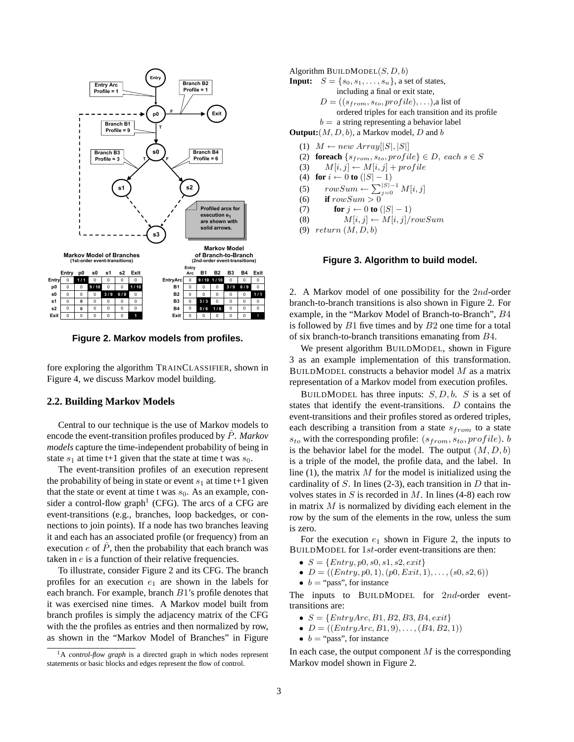**Markov Model of Branches** (1st-order event-transitions)

| | Entry | p0 | s0 | s1 | s2 | Exit |
|---|---|---|---|---|---|---|
| Entry | 0 | 1 / 1 | 0 | 0 | 0 | 0 |
| p0 | 0 | 0 | 9 / 10 | 0 | 0 | 1 / 10 |
| s0 | 0 | 0 | 0 | 3 / 9 | 6 / 9 | 0 |
| s1 | 0 | 0 | 0 | 0 | 0 | 0 |
| s2 | 0 | 0 | 0 | 0 | 0 | 0 |
| Exit | 0 | 0 | 0 | 0 | 0 | 1 |

**Markov Model of Branch-to-Branch** (2nd-order event-transitions)

| | Entry Arc | B1 | B2 | B3 | B4 | Exit |
|---|---|---|---|---|---|---|
| EntryArc | 0 | 9 / 10 | 1 / 10 | 0 | 0 | 0 |
| B1 | 0 | 0 | 0 | 3 / 9 | 6 / 9 | 0 |
| B2 | 0 | 0 | 0 | 0 | 0 | 1 / 1 |
| B3 | 0 | 3 / 3 | 0 | 0 | 0 | 0 |
| B4 | 0 | 5 / 6 | 1 / 6 | 0 | 0 | 0 |
| Exit | 0 | 0 | 0 | 0 | 0 | 1 |

**Figure 2. Markov models from profiles.**

fore exploring the algorithm TRAINCLASSIFIER, shown in Figure 4, we discuss Markov model building.

## 2.2. Building Markov Models

Central to our technique is the use of Markov models to encode the event-transition profiles produced by $\hat{P}$. *Markov models* capture the time-independent probability of being in state $s_1$ at time t+1 given that the state at time t was $s_0$.

The event-transition profiles of an execution represent the probability of being in state or event $s_1$ at time t+1 given that the state or event at time t was $s_0$. As an example, consider a control-flow graph[1] (CFG). The arcs of a CFG are event-transitions (e.g., branches, loop backedges, or connections to join points). If a node has two branches leaving it and each has an associated profile (or frequency) from an execution $e$ of $\hat{P}$, then the probability that each branch was taken in $e$ is a function of their relative frequencies.

To illustrate, consider Figure 2 and its CFG. The branch profiles for an execution $e_1$ are shown in the labels for each branch. For example, branch $B1$'s profile denotes that it was exercised nine times. A Markov model built from branch profiles is simply the adjacency matrix of the CFG with the the profiles as entries and then normalized by row, as shown in the "Markov Model of Branches" in Figure 2. A Markov model of one possibility for the $2nd$-order branch-to-branch transitions is also shown in Figure 2. For example, in the "Markov Model of Branch-to-Branch", $B4$ is followed by $B1$ five times and by $B2$ one time for a total of six branch-to-branch transitions emanating from $B4$.

[1] A *control-flow graph* is a directed graph in which nodes represent statements or basic blocks and edges represent the flow of control.

```
Algorithm BUILDMODEL(S, D, b)
Input:   S = {s0, s1, ..., sn}, a set of states,
           including a final or exit state,
         D = ((s_from, s_to, profile), ...), a list of
           ordered triples for each transition and its profile
         b = a string representing a behavior label
Output: (M, D, b), a Markov model, D and b
(1)  M ← new Array[|S|, |S|]
(2)  foreach {s_from, s_to, profile} ∈ D, each s ∈ S
(3)      M[i, j] ← M[i, j] + profile
(4)  for i ← 0 to (|S| − 1)
(5)      rowSum ← Σ_{j=0}^{|S|−1} M[i, j]
(6)      if rowSum > 0
(7)          for j ← 0 to (|S| − 1)
(8)              M[i, j] ← M[i, j]/rowSum
(9)  return (M, D, b)
```

**Figure 3. Algorithm to build model.**

We present algorithm BUILDMODEL, shown in Figure 3 as an example implementation of this transformation. BUILDMODEL constructs a behavior model $M$ as a matrix representation of a Markov model from execution profiles.

BUILDMODEL has three inputs: $S, D, b$. $S$ is a set of states that identify the event-transitions. $D$ contains the event-transitions and their profiles stored as ordered triples, each describing a transition from a state $s_{from}$ to a state $s_{to}$ with the corresponding profile: $(s_{from}, s_{to}, profile)$. $b$ is the behavior label for the model. The output $(M, D, b)$ is a triple of the model, the profile data, and the label. In line (1), the matrix $M$ for the model is initialized using the cardinality of $S$. In lines (2-3), each transition in $D$ that involves states in $S$ is recorded in $M$. In lines (4-8) each row in matrix $M$ is normalized by dividing each element in the row by the sum of the elements in the row, unless the sum is zero.

For the execution $e_1$ shown in Figure 2, the inputs to BUILDMODEL for $1st$-order event-transitions are then:

- $S = \{Entry, p0, s0, s1, s2, exit\}$
- $D = ((Entry, p0, 1), (p0, Exit, 1), \ldots, (s0, s2, 6))$
- $b =$ "pass", for instance

The inputs to BUILDMODEL for $2nd$-order event-transitions are:

- $S = \{EntryArc, B1, B2, B3, B4, exit\}$
- $D = ((EntryArc, B1, 9), \ldots, (B4, B2, 1))$
- $b =$ "pass", for instance

In each case, the output component $M$ is the corresponding Markov model shown in Figure 2.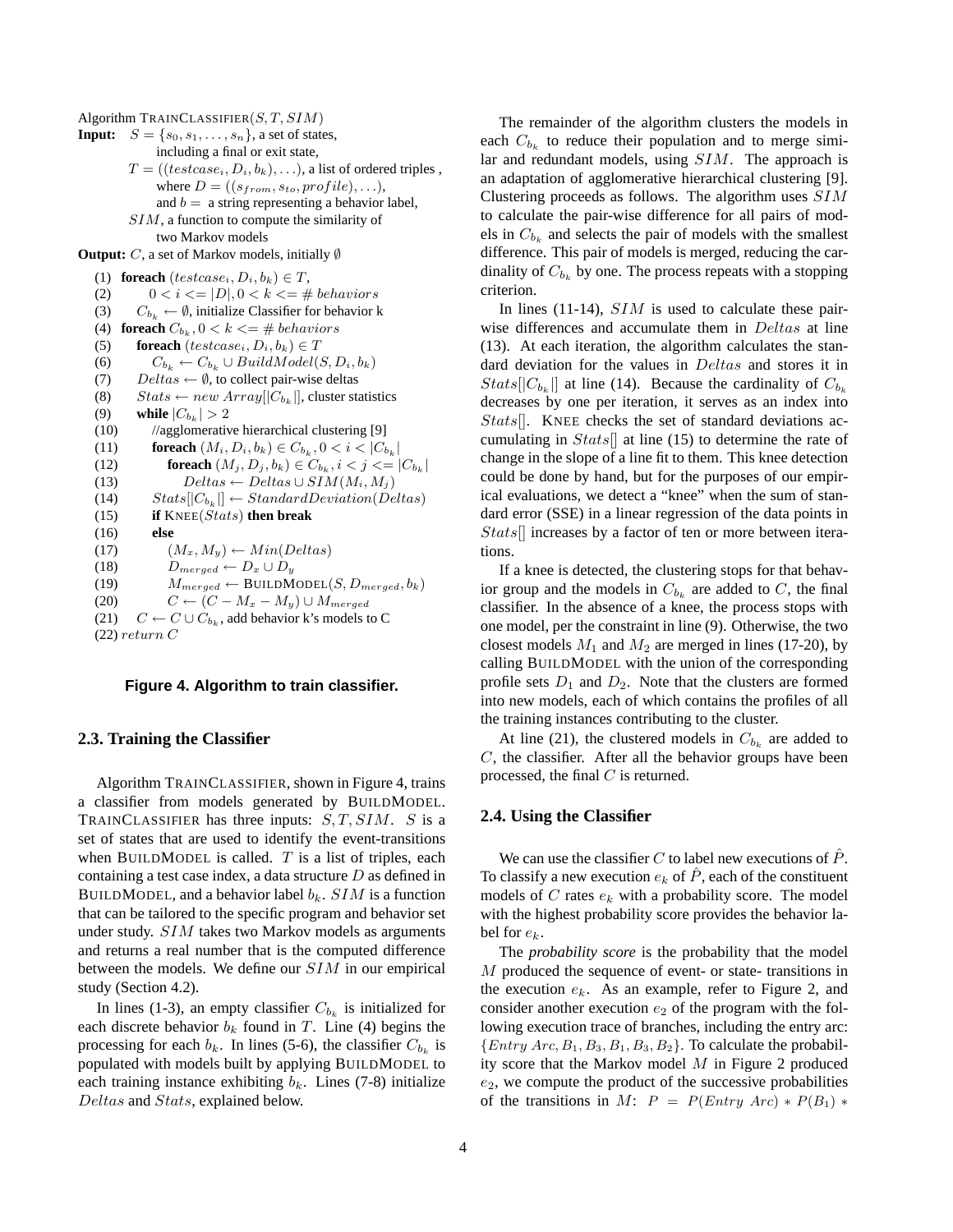Algorithm TrainClassifier($S, T, SIM$)

**Input:** $S = \{s_0, s_1, \ldots, s_n\}$, a set of states, including a final or exit state,
$T = ((testcase_i, D_i, b_k), \ldots)$, a list of ordered triples , where $D = ((s_{from}, s_{to}, profile), \ldots)$, and $b =$ a string representing a behavior label,
$SIM$, a function to compute the similarity of two Markov models

**Output:** $C$, a set of Markov models, initially $\emptyset$

```
(1)  foreach (testcase_i, D_i, b_k) ∈ T,
(2)      0 < i <= |D|, 0 < k <= # behaviors
(3)      C_{b_k} ← ∅, initialize Classifier for behavior k
(4)  foreach C_{b_k}, 0 < k <= # behaviors
(5)      foreach (testcase_i, D_i, b_k) ∈ T
(6)          C_{b_k} ← C_{b_k} ∪ BuildModel(S, D_i, b_k)
(7)      Deltas ← ∅, to collect pair-wise deltas
(8)      Stats ← new Array[|C_{b_k}|], cluster statistics
(9)      while |C_{b_k}| > 2
(10)         //agglomerative hierarchical clustering [9]
(11)         foreach (M_i, D_i, b_k) ∈ C_{b_k}, 0 < i < |C_{b_k}|
(12)             foreach (M_j, D_j, b_k) ∈ C_{b_k}, i < j <= |C_{b_k}|
(13)                 Deltas ← Deltas ∪ SIM(M_i, M_j)
(14)         Stats[|C_{b_k}|] ← StandardDeviation(Deltas)
(15)         if KNEE(Stats) then break
(16)         else
(17)             (M_x, M_y) ← Min(Deltas)
(18)             D_merged ← D_x ∪ D_y
(19)             M_merged ← BUILDMODEL(S, D_merged, b_k)
(20)             C ← (C − M_x − M_y) ∪ M_merged
(21)     C ← C ∪ C_{b_k}, add behavior k's models to C
(22) return C
```

**Figure 4. Algorithm to train classifier.**

## 2.3. Training the Classifier

Algorithm TrainClassifier, shown in Figure 4, trains a classifier from models generated by BuildModel. TrainClassifier has three inputs: $S, T, SIM$. $S$ is a set of states that are used to identify the event-transitions when BuildModel is called. $T$ is a list of triples, each containing a test case index, a data structure $D$ as defined in BuildModel, and a behavior label $b_k$. $SIM$ is a function that can be tailored to the specific program and behavior set under study. $SIM$ takes two Markov models as arguments and returns a real number that is the computed difference between the models. We define our $SIM$ in our empirical study (Section 4.2).

In lines (1-3), an empty classifier $C_{b_k}$ is initialized for each discrete behavior $b_k$ found in $T$. Line (4) begins the processing for each $b_k$. In lines (5-6), the classifier $C_{b_k}$ is populated with models built by applying BuildModel to each training instance exhibiting $b_k$. Lines (7-8) initialize $Deltas$ and $Stats$, explained below.

The remainder of the algorithm clusters the models in each $C_{b_k}$ to reduce their population and to merge similar and redundant models, using $SIM$. The approach is an adaptation of agglomerative hierarchical clustering [9]. Clustering proceeds as follows. The algorithm uses $SIM$ to calculate the pair-wise difference for all pairs of models in $C_{b_k}$ and selects the pair of models with the smallest difference. This pair of models is merged, reducing the cardinality of $C_{b_k}$ by one. The process repeats with a stopping criterion.

In lines (11-14), $SIM$ is used to calculate these pairwise differences and accumulate them in $Deltas$ at line (13). At each iteration, the algorithm calculates the standard deviation for the values in $Deltas$ and stores it in $Stats[|C_{b_k}|]$ at line (14). Because the cardinality of $C_{b_k}$ decreases by one per iteration, it serves as an index into $Stats[]$. Knee checks the set of standard deviations accumulating in $Stats[]$ at line (15) to determine the rate of change in the slope of a line fit to them. This knee detection could be done by hand, but for the purposes of our empirical evaluations, we detect a "knee" when the sum of standard error (SSE) in a linear regression of the data points in $Stats[]$ increases by a factor of ten or more between iterations.

If a knee is detected, the clustering stops for that behavior group and the models in $C_{b_k}$ are added to $C$, the final classifier. In the absence of a knee, the process stops with one model, per the constraint in line (9). Otherwise, the two closest models $M_1$ and $M_2$ are merged in lines (17-20), by calling BuildModel with the union of the corresponding profile sets $D_1$ and $D_2$. Note that the clusters are formed into new models, each of which contains the profiles of all the training instances contributing to the cluster.

At line (21), the clustered models in $C_{b_k}$ are added to $C$, the classifier. After all the behavior groups have been processed, the final $C$ is returned.

## 2.4. Using the Classifier

We can use the classifier $C$ to label new executions of $\hat{P}$. To classify a new execution $e_k$ of $\hat{P}$, each of the constituent models of $C$ rates $e_k$ with a probability score. The model with the highest probability score provides the behavior label for $e_k$.

The *probability score* is the probability that the model $M$ produced the sequence of event- or state- transitions in the execution $e_k$. As an example, refer to Figure 2, and consider another execution $e_2$ of the program with the following execution trace of branches, including the entry arc: $\{Entry\ Arc, B_1, B_3, B_1, B_3, B_2\}$. To calculate the probability score that the Markov model $M$ in Figure 2 produced $e_2$, we compute the product of the successive probabilities of the transitions in $M$: $P = P(Entry\ Arc) * P(B_1) *$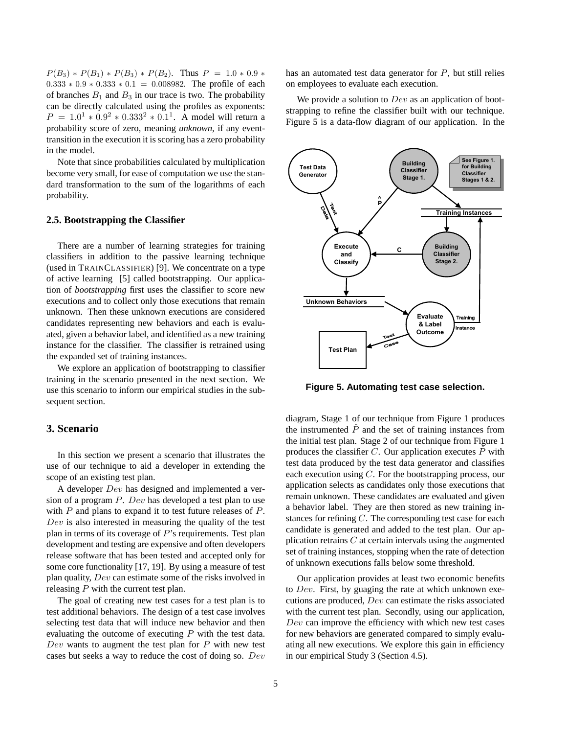$P(B_3) * P(B_1) * P(B_3) * P(B_2)$. Thus $P = 1.0 * 0.9 * 0.333 * 0.9 * 0.333 * 0.1 = 0.008982$. The profile of each of branches $B_1$ and $B_3$ in our trace is two. The probability can be directly calculated using the profiles as exponents: $P = 1.0^1 * 0.9^2 * 0.333^2 * 0.1^1$. A model will return a probability score of zero, meaning *unknown*, if any event-transition in the execution it is scoring has a zero probability in the model.

Note that since probabilities calculated by multiplication become very small, for ease of computation we use the standard transformation to the sum of the logarithms of each probability.

### 2.5. Bootstrapping the Classifier

There are a number of learning strategies for training classifiers in addition to the passive learning technique (used in TRAINCLASSIFIER) [9]. We concentrate on a type of active learning [5] called bootstrapping. Our application of *bootstrapping* first uses the classifier to score new executions and to collect only those executions that remain unknown. Then these unknown executions are considered candidates representing new behaviors and each is evaluated, given a behavior label, and identified as a new training instance for the classifier. The classifier is retrained using the expanded set of training instances.

We explore an application of bootstrapping to classifier training in the scenario presented in the next section. We use this scenario to inform our empirical studies in the subsequent section.

## 3. Scenario

In this section we present a scenario that illustrates the use of our technique to aid a developer in extending the scope of an existing test plan.

A developer $Dev$ has designed and implemented a version of a program $P$. $Dev$ has developed a test plan to use with $P$ and plans to expand it to test future releases of $P$. $Dev$ is also interested in measuring the quality of the test plan in terms of its coverage of $P$'s requirements. Test plan development and testing are expensive and often developers release software that has been tested and accepted only for some core functionality [17, 19]. By using a measure of test plan quality, $Dev$ can estimate some of the risks involved in releasing $P$ with the current test plan.

The goal of creating new test cases for a test plan is to test additional behaviors. The design of a test case involves selecting test data that will induce new behavior and then evaluating the outcome of executing $P$ with the test data. $Dev$ wants to augment the test plan for $P$ with new test cases but seeks a way to reduce the cost of doing so. $Dev$ has an automated test data generator for $P$, but still relies on employees to evaluate each execution.

We provide a solution to $Dev$ as an application of bootstrapping to refine the classifier built with our technique. Figure 5 is a data-flow diagram of our application. In the diagram, Stage 1 of our technique from Figure 1 produces the instrumented $\hat{P}$ and the set of training instances from the initial test plan. Stage 2 of our technique from Figure 1 produces the classifier $C$. Our application executes $\hat{P}$ with test data produced by the test data generator and classifies each execution using $C$. For the bootstrapping process, our application selects as candidates only those executions that remain unknown. These candidates are evaluated and given a behavior label. They are then stored as new training instances for refining $C$. The corresponding test case for each candidate is generated and added to the test plan. Our application retrains $C$ at certain intervals using the augmented set of training instances, stopping when the rate of detection of unknown executions falls below some threshold.

**Figure 5. Automating test case selection.**

Our application provides at least two economic benefits to $Dev$. First, by guaging the rate at which unknown executions are produced, $Dev$ can estimate the risks associated with the current test plan. Secondly, using our application, $Dev$ can improve the efficiency with which new test cases for new behaviors are generated compared to simply evaluating all new executions. We explore this gain in efficiency in our empirical Study 3 (Section 4.5).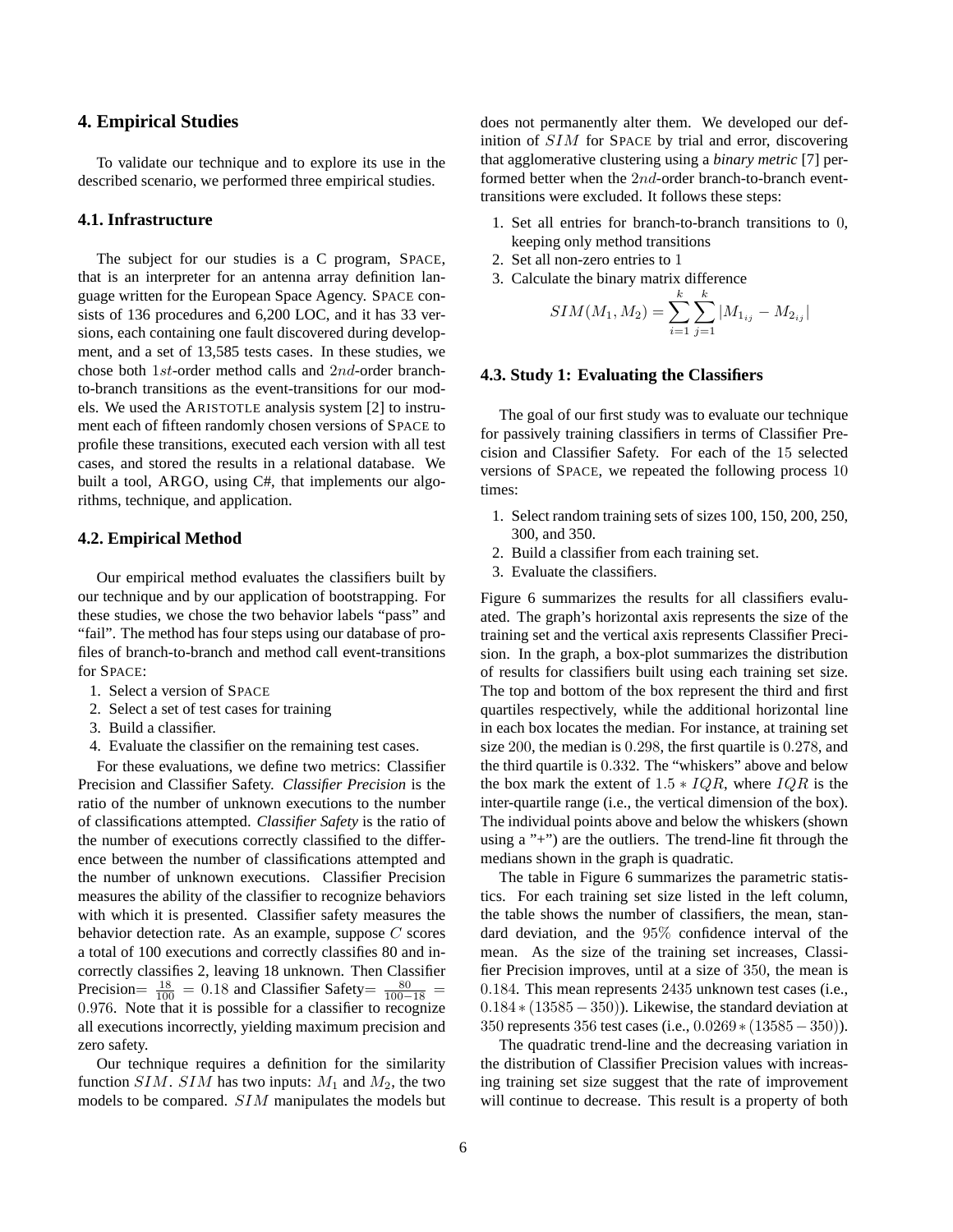## 4. Empirical Studies

To validate our technique and to explore its use in the described scenario, we performed three empirical studies.

### 4.1. Infrastructure

The subject for our studies is a C program, SPACE, that is an interpreter for an antenna array definition language written for the European Space Agency. SPACE consists of 136 procedures and 6,200 LOC, and it has 33 versions, each containing one fault discovered during development, and a set of 13,585 tests cases. In these studies, we chose both $1st$-order method calls and $2nd$-order branch-to-branch transitions as the event-transitions for our models. We used the ARISTOTLE analysis system [2] to instrument each of fifteen randomly chosen versions of SPACE to profile these transitions, executed each version with all test cases, and stored the results in a relational database. We built a tool, ARGO, using C#, that implements our algorithms, technique, and application.

### 4.2. Empirical Method

Our empirical method evaluates the classifiers built by our technique and by our application of bootstrapping. For these studies, we chose the two behavior labels "pass" and "fail". The method has four steps using our database of profiles of branch-to-branch and method call event-transitions for SPACE:

1. Select a version of SPACE
2. Select a set of test cases for training
3. Build a classifier.
4. Evaluate the classifier on the remaining test cases.

For these evaluations, we define two metrics: Classifier Precision and Classifier Safety. *Classifier Precision* is the ratio of the number of unknown executions to the number of classifications attempted. *Classifier Safety* is the ratio of the number of executions correctly classified to the difference between the number of classifications attempted and the number of unknown executions. Classifier Precision measures the ability of the classifier to recognize behaviors with which it is presented. Classifier safety measures the behavior detection rate. As an example, suppose $C$ scores a total of 100 executions and correctly classifies 80 and incorrectly classifies 2, leaving 18 unknown. Then Classifier Precision$= \frac{18}{100} = 0.18$ and Classifier Safety$= \frac{80}{100-18} = 0.976$. Note that it is possible for a classifier to recognize all executions incorrectly, yielding maximum precision and zero safety.

Our technique requires a definition for the similarity function $SIM$. $SIM$ has two inputs: $M_1$ and $M_2$, the two models to be compared. $SIM$ manipulates the models but does not permanently alter them. We developed our definition of $SIM$ for SPACE by trial and error, discovering that agglomerative clustering using a *binary metric* [7] performed better when the $2nd$-order branch-to-branch event-transitions were excluded. It follows these steps:

1. Set all entries for branch-to-branch transitions to $0$, keeping only method transitions
2. Set all non-zero entries to $1$
3. Calculate the binary matrix difference

$$SIM(M_1, M_2) = \sum_{i=1}^{k}\sum_{j=1}^{k} |M_{1_{ij}} - M_{2_{ij}}|$$

### 4.3. Study 1: Evaluating the Classifiers

The goal of our first study was to evaluate our technique for passively training classifiers in terms of Classifier Precision and Classifier Safety. For each of the $15$ selected versions of SPACE, we repeated the following process $10$ times:

1. Select random training sets of sizes 100, 150, 200, 250, 300, and 350.
2. Build a classifier from each training set.
3. Evaluate the classifiers.

Figure 6 summarizes the results for all classifiers evaluated. The graph's horizontal axis represents the size of the training set and the vertical axis represents Classifier Precision. In the graph, a box-plot summarizes the distribution of results for classifiers built using each training set size. The top and bottom of the box represent the third and first quartiles respectively, while the additional horizontal line in each box locates the median. For instance, at training set size $200$, the median is $0.298$, the first quartile is $0.278$, and the third quartile is $0.332$. The "whiskers" above and below the box mark the extent of $1.5 * IQR$, where $IQR$ is the inter-quartile range (i.e., the vertical dimension of the box). The individual points above and below the whiskers (shown using a "+") are the outliers. The trend-line fit through the medians shown in the graph is quadratic.

The table in Figure 6 summarizes the parametric statistics. For each training set size listed in the left column, the table shows the number of classifiers, the mean, standard deviation, and the $95\%$ confidence interval of the mean. As the size of the training set increases, Classifier Precision improves, until at a size of $350$, the mean is $0.184$. This mean represents $2435$ unknown test cases (i.e., $0.184 * (13585 - 350)$). Likewise, the standard deviation at $350$ represents $356$ test cases (i.e., $0.0269 * (13585 - 350)$).

The quadratic trend-line and the decreasing variation in the distribution of Classifier Precision values with increasing training set size suggest that the rate of improvement will continue to decrease. This result is a property of both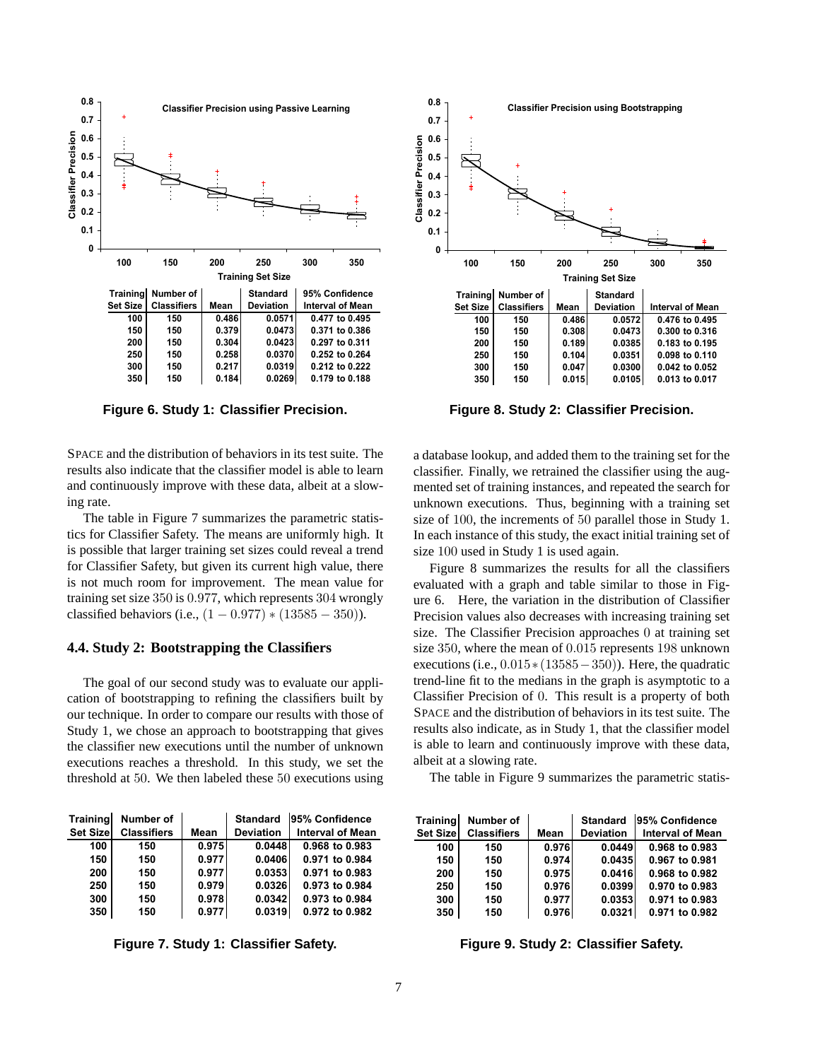| Training Set Size | Number of Classifiers | Mean | Standard Deviation | 95% Confidence Interval of Mean |
|---|---|---|---|---|
| 100 | 150 | 0.486 | 0.0571 | 0.477 to 0.495 |
| 150 | 150 | 0.379 | 0.0473 | 0.371 to 0.386 |
| 200 | 150 | 0.304 | 0.0423 | 0.297 to 0.311 |
| 250 | 150 | 0.258 | 0.0370 | 0.252 to 0.264 |
| 300 | 150 | 0.217 | 0.0319 | 0.212 to 0.222 |
| 350 | 150 | 0.184 | 0.0269 | 0.179 to 0.188 |

**Figure 6. Study 1: Classifier Precision.**

| Training Set Size | Number of Classifiers | Mean | Standard Deviation | 95% Confidence Interval of Mean |
|---|---|---|---|---|
| 100 | 150 | 0.486 | 0.0572 | 0.476 to 0.495 |
| 150 | 150 | 0.308 | 0.0473 | 0.300 to 0.316 |
| 200 | 150 | 0.189 | 0.0385 | 0.183 to 0.195 |
| 250 | 150 | 0.104 | 0.0351 | 0.098 to 0.110 |
| 300 | 150 | 0.047 | 0.0300 | 0.042 to 0.052 |
| 350 | 150 | 0.015 | 0.0105 | 0.013 to 0.017 |

**Figure 8. Study 2: Classifier Precision.**

SPACE and the distribution of behaviors in its test suite. The results also indicate that the classifier model is able to learn and continuously improve with these data, albeit at a slowing rate.

The table in Figure 7 summarizes the parametric statistics for Classifier Safety. The means are uniformly high. It is possible that larger training set sizes could reveal a trend for Classifier Safety, but given its current high value, there is not much room for improvement. The mean value for training set size 350 is 0.977, which represents 304 wrongly classified behaviors (i.e., $(1 - 0.977) * (13585 - 350)$).

### 4.4. Study 2: Bootstrapping the Classifiers

The goal of our second study was to evaluate our application of bootstrapping to refining the classifiers built by our technique. In order to compare our results with those of Study 1, we chose an approach to bootstrapping that gives the classifier new executions until the number of unknown executions reaches a threshold. In this study, we set the threshold at 50. We then labeled these 50 executions using a database lookup, and added them to the training set for the classifier. Finally, we retrained the classifier using the augmented set of training instances, and repeated the search for unknown executions. Thus, beginning with a training set size of 100, the increments of 50 parallel those in Study 1. In each instance of this study, the exact initial training set of size 100 used in Study 1 is used again.

Figure 8 summarizes the results for all the classifiers evaluated with a graph and table similar to those in Figure 6. Here, the variation in the distribution of Classifier Precision values also decreases with increasing training set size. The Classifier Precision approaches 0 at training set size 350, where the mean of 0.015 represents 198 unknown executions (i.e., $0.015 * (13585 - 350)$). Here, the quadratic trend-line fit to the medians in the graph is asymptotic to a Classifier Precision of 0. This result is a property of both SPACE and the distribution of behaviors in its test suite. The results also indicate, as in Study 1, that the classifier model is able to learn and continuously improve with these data, albeit at a slowing rate.

The table in Figure 9 summarizes the parametric statis-

| Training Set Size | Number of Classifiers | Mean | Standard Deviation | 95% Confidence Interval of Mean |
|---|---|---|---|---|
| 100 | 150 | 0.975 | 0.0448 | 0.968 to 0.983 |
| 150 | 150 | 0.977 | 0.0406 | 0.971 to 0.984 |
| 200 | 150 | 0.977 | 0.0353 | 0.971 to 0.983 |
| 250 | 150 | 0.979 | 0.0326 | 0.973 to 0.984 |
| 300 | 150 | 0.978 | 0.0342 | 0.973 to 0.984 |
| 350 | 150 | 0.977 | 0.0319 | 0.972 to 0.982 |

**Figure 7. Study 1: Classifier Safety.**

| Training Set Size | Number of Classifiers | Mean | Standard Deviation | 95% Confidence Interval of Mean |
|---|---|---|---|---|
| 100 | 150 | 0.976 | 0.0449 | 0.968 to 0.983 |
| 150 | 150 | 0.974 | 0.0435 | 0.967 to 0.981 |
| 200 | 150 | 0.975 | 0.0416 | 0.968 to 0.982 |
| 250 | 150 | 0.976 | 0.0399 | 0.970 to 0.983 |
| 300 | 150 | 0.977 | 0.0353 | 0.971 to 0.983 |
| 350 | 150 | 0.976 | 0.0321 | 0.971 to 0.982 |

**Figure 9. Study 2: Classifier Safety.**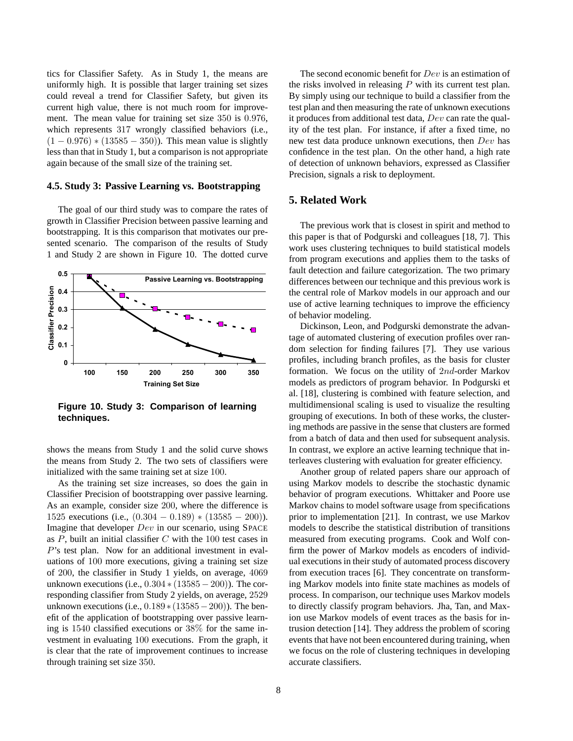tics for Classifier Safety. As in Study 1, the means are uniformly high. It is possible that larger training set sizes could reveal a trend for Classifier Safety, but given its current high value, there is not much room for improvement. The mean value for training set size $350$ is $0.976$, which represents $317$ wrongly classified behaviors (i.e., $(1 - 0.976) * (13585 - 350)$). This mean value is slightly less than that in Study 1, but a comparison is not appropriate again because of the small size of the training set.

### 4.5. Study 3: Passive Learning vs. Bootstrapping

The goal of our third study was to compare the rates of growth in Classifier Precision between passive learning and bootstrapping. It is this comparison that motivates our presented scenario. The comparison of the results of Study 1 and Study 2 are shown in Figure 10. The dotted curve shows the means from Study 1 and the solid curve shows the means from Study 2. The two sets of classifiers were initialized with the same training set at size $100$.

**Figure 10. Study 3: Comparison of learning techniques.**

As the training set size increases, so does the gain in Classifier Precision of bootstrapping over passive learning. As an example, consider size $200$, where the difference is $1525$ executions (i.e., $(0.304 - 0.189) * (13585 - 200)$). Imagine that developer $Dev$ in our scenario, using SPACE as $P$, built an initial classifier $C$ with the $100$ test cases in $P$'s test plan. Now for an additional investment in evaluations of $100$ more executions, giving a training set size of $200$, the classifier in Study 1 yields, on average, $4069$ unknown executions (i.e., $0.304 * (13585 - 200)$). The corresponding classifier from Study 2 yields, on average, $2529$ unknown executions (i.e., $0.189 * (13585 - 200)$). The benefit of the application of bootstrapping over passive learning is $1540$ classified executions or $38\%$ for the same investment in evaluating $100$ executions. From the graph, it is clear that the rate of improvement continues to increase through training set size $350$.

The second economic benefit for $Dev$ is an estimation of the risks involved in releasing $P$ with its current test plan. By simply using our technique to build a classifier from the test plan and then measuring the rate of unknown executions it produces from additional test data, $Dev$ can rate the quality of the test plan. For instance, if after a fixed time, no new test data produce unknown executions, then $Dev$ has confidence in the test plan. On the other hand, a high rate of detection of unknown behaviors, expressed as Classifier Precision, signals a risk to deployment.

## 5. Related Work

The previous work that is closest in spirit and method to this paper is that of Podgurski and colleagues [18, 7]. This work uses clustering techniques to build statistical models from program executions and applies them to the tasks of fault detection and failure categorization. The two primary differences between our technique and this previous work is the central role of Markov models in our approach and our use of active learning techniques to improve the efficiency of behavior modeling.

Dickinson, Leon, and Podgurski demonstrate the advantage of automated clustering of execution profiles over random selection for finding failures [7]. They use various profiles, including branch profiles, as the basis for cluster formation. We focus on the utility of $2nd$-order Markov models as predictors of program behavior. In Podgurski et al. [18], clustering is combined with feature selection, and multidimensional scaling is used to visualize the resulting grouping of executions. In both of these works, the clustering methods are passive in the sense that clusters are formed from a batch of data and then used for subsequent analysis. In contrast, we explore an active learning technique that interleaves clustering with evaluation for greater efficiency.

Another group of related papers share our approach of using Markov models to describe the stochastic dynamic behavior of program executions. Whittaker and Poore use Markov chains to model software usage from specifications prior to implementation [21]. In contrast, we use Markov models to describe the statistical distribution of transitions measured from executing programs. Cook and Wolf confirm the power of Markov models as encoders of individual executions in their study of automated process discovery from execution traces [6]. They concentrate on transforming Markov models into finite state machines as models of process. In comparison, our technique uses Markov models to directly classify program behaviors. Jha, Tan, and Maxion use Markov models of event traces as the basis for intrusion detection [14]. They address the problem of scoring events that have not been encountered during training, when we focus on the role of clustering techniques in developing accurate classifiers.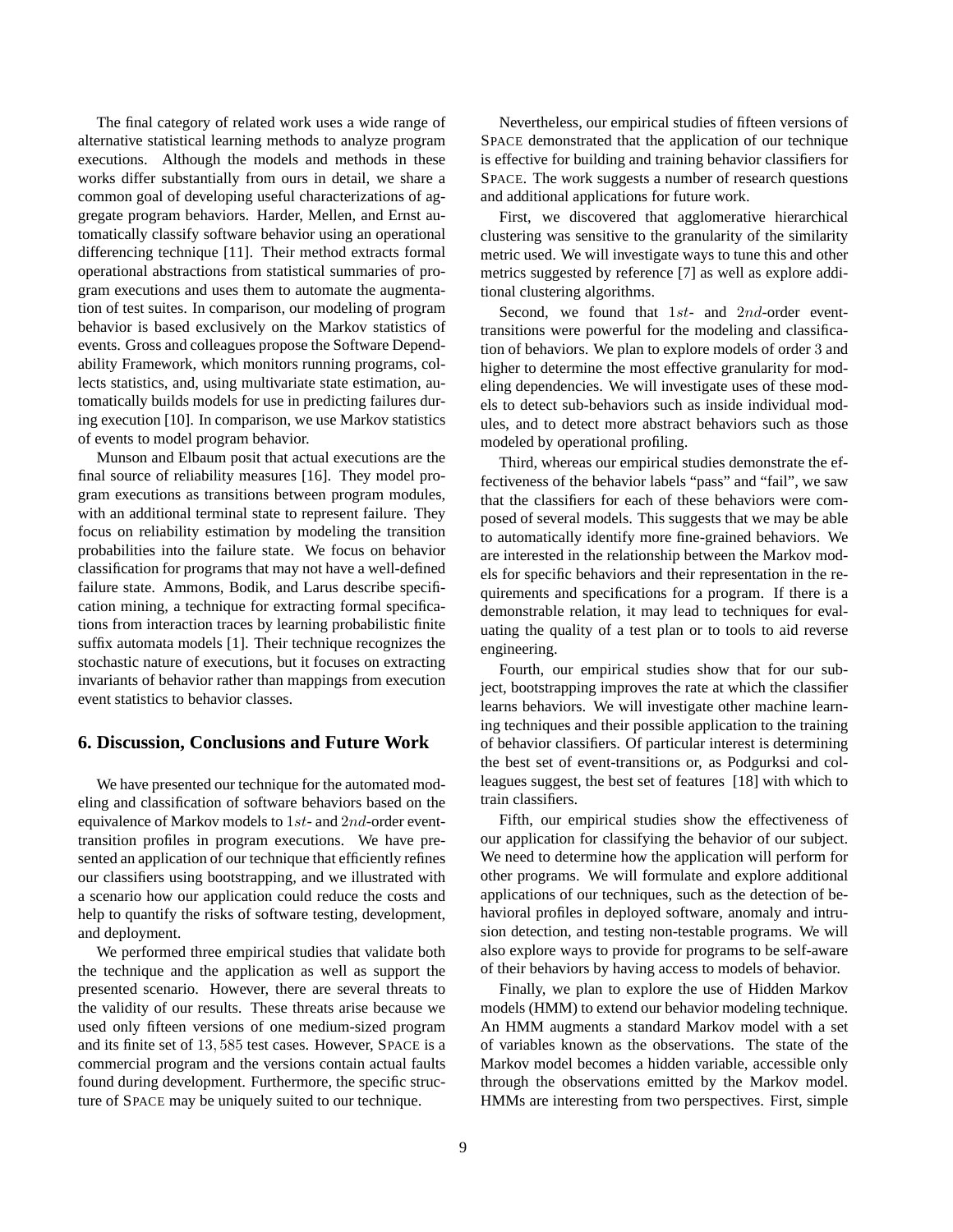The final category of related work uses a wide range of alternative statistical learning methods to analyze program executions. Although the models and methods in these works differ substantially from ours in detail, we share a common goal of developing useful characterizations of aggregate program behaviors. Harder, Mellen, and Ernst automatically classify software behavior using an operational differencing technique [11]. Their method extracts formal operational abstractions from statistical summaries of program executions and uses them to automate the augmentation of test suites. In comparison, our modeling of program behavior is based exclusively on the Markov statistics of events. Gross and colleagues propose the Software Dependability Framework, which monitors running programs, collects statistics, and, using multivariate state estimation, automatically builds models for use in predicting failures during execution [10]. In comparison, we use Markov statistics of events to model program behavior.

Munson and Elbaum posit that actual executions are the final source of reliability measures [16]. They model program executions as transitions between program modules, with an additional terminal state to represent failure. They focus on reliability estimation by modeling the transition probabilities into the failure state. We focus on behavior classification for programs that may not have a well-defined failure state. Ammons, Bodik, and Larus describe specification mining, a technique for extracting formal specifications from interaction traces by learning probabilistic finite suffix automata models [1]. Their technique recognizes the stochastic nature of executions, but it focuses on extracting invariants of behavior rather than mappings from execution event statistics to behavior classes.

## 6. Discussion, Conclusions and Future Work

We have presented our technique for the automated modeling and classification of software behaviors based on the equivalence of Markov models to $1st$- and $2nd$-order event-transition profiles in program executions. We have presented an application of our technique that efficiently refines our classifiers using bootstrapping, and we illustrated with a scenario how our application could reduce the costs and help to quantify the risks of software testing, development, and deployment.

We performed three empirical studies that validate both the technique and the application as well as support the presented scenario. However, there are several threats to the validity of our results. These threats arise because we used only fifteen versions of one medium-sized program and its finite set of $13,585$ test cases. However, SPACE is a commercial program and the versions contain actual faults found during development. Furthermore, the specific structure of SPACE may be uniquely suited to our technique.

Nevertheless, our empirical studies of fifteen versions of SPACE demonstrated that the application of our technique is effective for building and training behavior classifiers for SPACE. The work suggests a number of research questions and additional applications for future work.

First, we discovered that agglomerative hierarchical clustering was sensitive to the granularity of the similarity metric used. We will investigate ways to tune this and other metrics suggested by reference [7] as well as explore additional clustering algorithms.

Second, we found that $1st$- and $2nd$-order event-transitions were powerful for the modeling and classification of behaviors. We plan to explore models of order $3$ and higher to determine the most effective granularity for modeling dependencies. We will investigate uses of these models to detect sub-behaviors such as inside individual modules, and to detect more abstract behaviors such as those modeled by operational profiling.

Third, whereas our empirical studies demonstrate the effectiveness of the behavior labels "pass" and "fail", we saw that the classifiers for each of these behaviors were composed of several models. This suggests that we may be able to automatically identify more fine-grained behaviors. We are interested in the relationship between the Markov models for specific behaviors and their representation in the requirements and specifications for a program. If there is a demonstrable relation, it may lead to techniques for evaluating the quality of a test plan or to tools to aid reverse engineering.

Fourth, our empirical studies show that for our subject, bootstrapping improves the rate at which the classifier learns behaviors. We will investigate other machine learning techniques and their possible application to the training of behavior classifiers. Of particular interest is determining the best set of event-transitions or, as Podgurksi and colleagues suggest, the best set of features [18] with which to train classifiers.

Fifth, our empirical studies show the effectiveness of our application for classifying the behavior of our subject. We need to determine how the application will perform for other programs. We will formulate and explore additional applications of our techniques, such as the detection of behavioral profiles in deployed software, anomaly and intrusion detection, and testing non-testable programs. We will also explore ways to provide for programs to be self-aware of their behaviors by having access to models of behavior.

Finally, we plan to explore the use of Hidden Markov models (HMM) to extend our behavior modeling technique. An HMM augments a standard Markov model with a set of variables known as the observations. The state of the Markov model becomes a hidden variable, accessible only through the observations emitted by the Markov model. HMMs are interesting from two perspectives. First, simple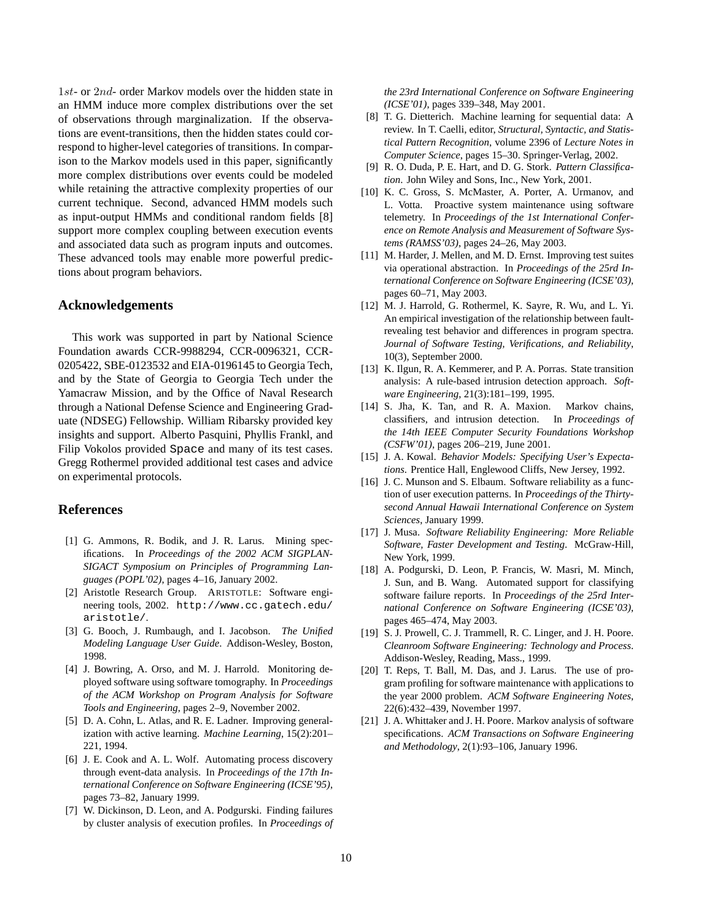$1st$- or $2nd$- order Markov models over the hidden state in an HMM induce more complex distributions over the set of observations through marginalization. If the observations are event-transitions, then the hidden states could correspond to higher-level categories of transitions. In comparison to the Markov models used in this paper, significantly more complex distributions over events could be modeled while retaining the attractive complexity properties of our current technique. Second, advanced HMM models such as input-output HMMs and conditional random fields [8] support more complex coupling between execution events and associated data such as program inputs and outcomes. These advanced tools may enable more powerful predictions about program behaviors.

## Acknowledgements

This work was supported in part by National Science Foundation awards CCR-9988294, CCR-0096321, CCR-0205422, SBE-0123532 and EIA-0196145 to Georgia Tech, and by the State of Georgia to Georgia Tech under the Yamacraw Mission, and by the Office of Naval Research through a National Defense Science and Engineering Graduate (NDSEG) Fellowship. William Ribarsky provided key insights and support. Alberto Pasquini, Phyllis Frankl, and Filip Vokolos provided `Space` and many of its test cases. Gregg Rothermel provided additional test cases and advice on experimental protocols.

## References

[1] G. Ammons, R. Bodik, and J. R. Larus. Mining specifications. In *Proceedings of the 2002 ACM SIGPLAN-SIGACT Symposium on Principles of Programming Languages (POPL'02)*, pages 4–16, January 2002.

[2] Aristotle Research Group. ARISTOTLE: Software engineering tools, 2002. `http://www.cc.gatech.edu/aristotle/`.

[3] G. Booch, J. Rumbaugh, and I. Jacobson. *The Unified Modeling Language User Guide*. Addison-Wesley, Boston, 1998.

[4] J. Bowring, A. Orso, and M. J. Harrold. Monitoring deployed software using software tomography. In *Proceedings of the ACM Workshop on Program Analysis for Software Tools and Engineering*, pages 2–9, November 2002.

[5] D. A. Cohn, L. Atlas, and R. E. Ladner. Improving generalization with active learning. *Machine Learning*, 15(2):201–221, 1994.

[6] J. E. Cook and A. L. Wolf. Automating process discovery through event-data analysis. In *Proceedings of the 17th International Conference on Software Engineering (ICSE'95)*, pages 73–82, January 1999.

[7] W. Dickinson, D. Leon, and A. Podgurski. Finding failures by cluster analysis of execution profiles. In *Proceedings of the 23rd International Conference on Software Engineering (ICSE'01)*, pages 339–348, May 2001.

[8] T. G. Dietterich. Machine learning for sequential data: A review. In T. Caelli, editor, *Structural, Syntactic, and Statistical Pattern Recognition*, volume 2396 of *Lecture Notes in Computer Science*, pages 15–30. Springer-Verlag, 2002.

[9] R. O. Duda, P. E. Hart, and D. G. Stork. *Pattern Classification*. John Wiley and Sons, Inc., New York, 2001.

[10] K. C. Gross, S. McMaster, A. Porter, A. Urmanov, and L. Votta. Proactive system maintenance using software telemetry. In *Proceedings of the 1st International Conference on Remote Analysis and Measurement of Software Systems (RAMSS'03)*, pages 24–26, May 2003.

[11] M. Harder, J. Mellen, and M. D. Ernst. Improving test suites via operational abstraction. In *Proceedings of the 25rd International Conference on Software Engineering (ICSE'03)*, pages 60–71, May 2003.

[12] M. J. Harrold, G. Rothermel, K. Sayre, R. Wu, and L. Yi. An empirical investigation of the relationship between fault-revealing test behavior and differences in program spectra. *Journal of Software Testing, Verifications, and Reliability*, 10(3), September 2000.

[13] K. Ilgun, R. A. Kemmerer, and P. A. Porras. State transition analysis: A rule-based intrusion detection approach. *Software Engineering*, 21(3):181–199, 1995.

[14] S. Jha, K. Tan, and R. A. Maxion. Markov chains, classifiers, and intrusion detection. In *Proceedings of the 14th IEEE Computer Security Foundations Workshop (CSFW'01)*, pages 206–219, June 2001.

[15] J. A. Kowal. *Behavior Models: Specifying User's Expectations*. Prentice Hall, Englewood Cliffs, New Jersey, 1992.

[16] J. C. Munson and S. Elbaum. Software reliability as a function of user execution patterns. In *Proceedings of the Thirty-second Annual Hawaii International Conference on System Sciences*, January 1999.

[17] J. Musa. *Software Reliability Engineering: More Reliable Software, Faster Development and Testing*. McGraw-Hill, New York, 1999.

[18] A. Podgurski, D. Leon, P. Francis, W. Masri, M. Minch, J. Sun, and B. Wang. Automated support for classifying software failure reports. In *Proceedings of the 25rd International Conference on Software Engineering (ICSE'03)*, pages 465–474, May 2003.

[19] S. J. Prowell, C. J. Trammell, R. C. Linger, and J. H. Poore. *Cleanroom Software Engineering: Technology and Process*. Addison-Wesley, Reading, Mass., 1999.

[20] T. Reps, T. Ball, M. Das, and J. Larus. The use of program profiling for software maintenance with applications to the year 2000 problem. *ACM Software Engineering Notes*, 22(6):432–439, November 1997.

[21] J. A. Whittaker and J. H. Poore. Markov analysis of software specifications. *ACM Transactions on Software Engineering and Methodology*, 2(1):93–106, January 1996.